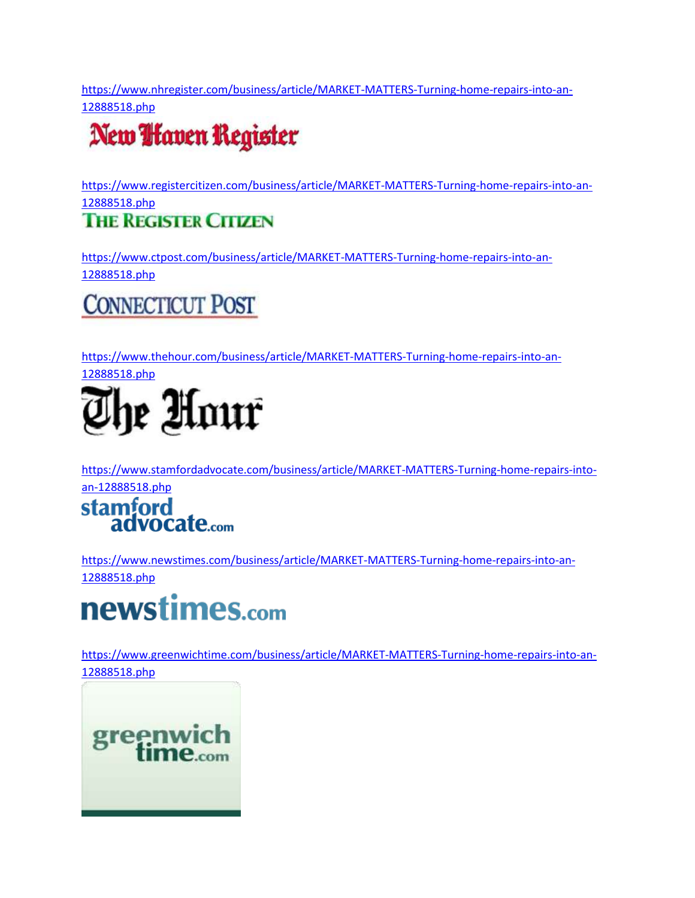https://www.nhregister.com/business/article/MARKET-MATTERS-Turning-home-repairs-into-an-12888518.php

New Haven Register

https://www.registercitizen.com/business/article/MARKET-MATTERS-Turning-home-repairs-into-an-12888518.php

THE REGISTER CITIZEN

https://www.ctpost.com/business/article/MARKET-MATTERS-Turning-home-repairs-into-an-12888518.php

CONNECTICUT POST

https://www.thehour.com/business/article/MARKET-MATTERS-Turning-home-repairs-into-an-12888518.php

The Hour

https://www.stamfordadvocate.com/business/article/MARKET-MATTERS-Turning-home-repairs-into-an-12888518.php

stamford advocate.com

https://www.newstimes.com/business/article/MARKET-MATTERS-Turning-home-repairs-into-an-12888518.php

newstimes.com

https://www.greenwichtime.com/business/article/MARKET-MATTERS-Turning-home-repairs-into-an-12888518.php

greenwich time.com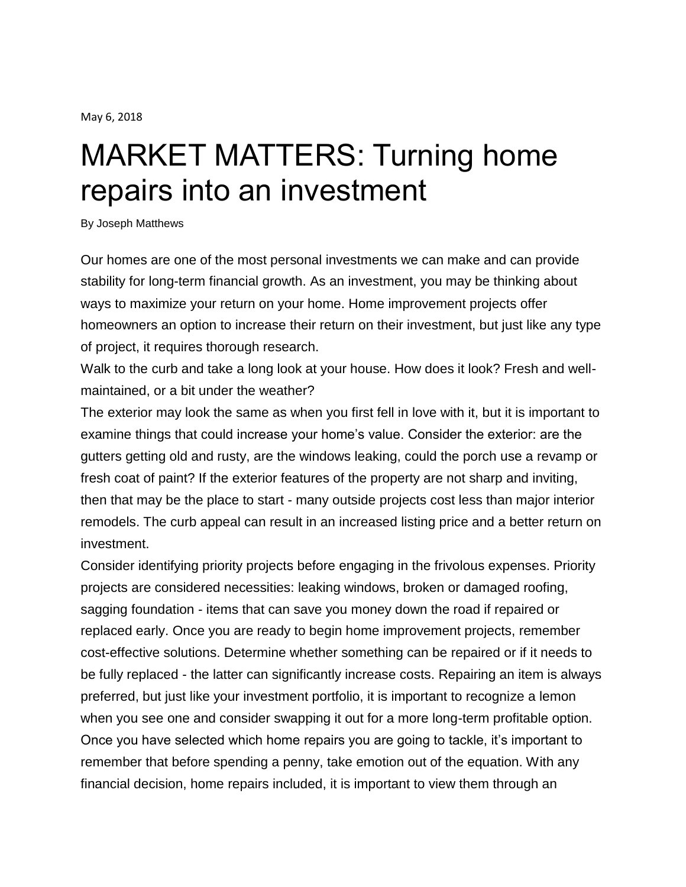May 6, 2018

# MARKET MATTERS: Turning home repairs into an investment

By Joseph Matthews

Our homes are one of the most personal investments we can make and can provide stability for long-term financial growth. As an investment, you may be thinking about ways to maximize your return on your home. Home improvement projects offer homeowners an option to increase their return on their investment, but just like any type of project, it requires thorough research.

Walk to the curb and take a long look at your house. How does it look? Fresh and well-maintained, or a bit under the weather?

The exterior may look the same as when you first fell in love with it, but it is important to examine things that could increase your home's value. Consider the exterior: are the gutters getting old and rusty, are the windows leaking, could the porch use a revamp or fresh coat of paint? If the exterior features of the property are not sharp and inviting, then that may be the place to start - many outside projects cost less than major interior remodels. The curb appeal can result in an increased listing price and a better return on investment.

Consider identifying priority projects before engaging in the frivolous expenses. Priority projects are considered necessities: leaking windows, broken or damaged roofing, sagging foundation - items that can save you money down the road if repaired or replaced early. Once you are ready to begin home improvement projects, remember cost-effective solutions. Determine whether something can be repaired or if it needs to be fully replaced - the latter can significantly increase costs. Repairing an item is always preferred, but just like your investment portfolio, it is important to recognize a lemon when you see one and consider swapping it out for a more long-term profitable option.

Once you have selected which home repairs you are going to tackle, it's important to remember that before spending a penny, take emotion out of the equation. With any financial decision, home repairs included, it is important to view them through an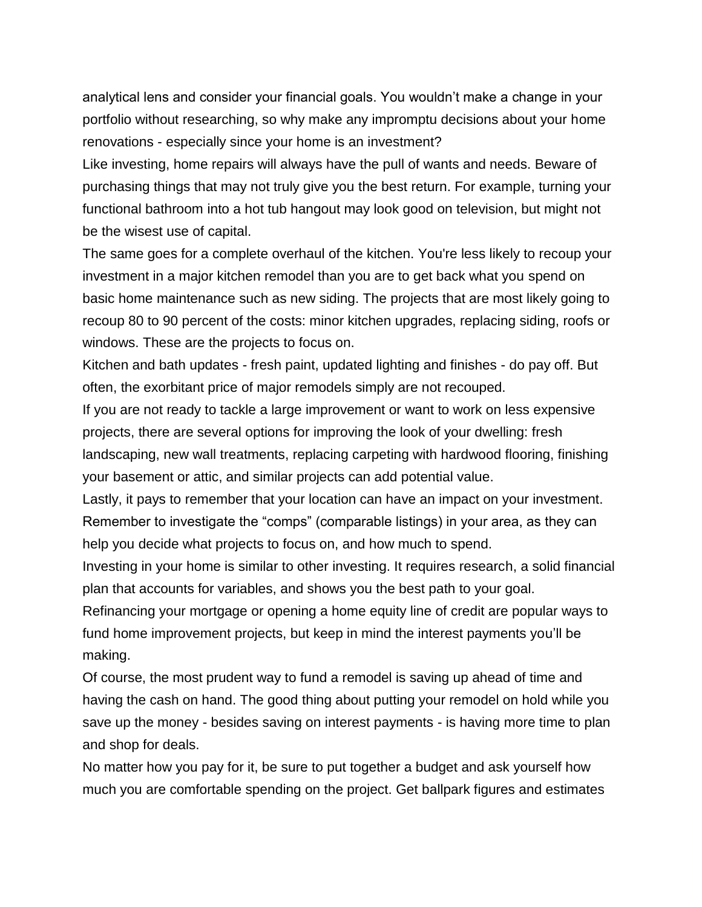analytical lens and consider your financial goals. You wouldn't make a change in your portfolio without researching, so why make any impromptu decisions about your home renovations - especially since your home is an investment?

Like investing, home repairs will always have the pull of wants and needs. Beware of purchasing things that may not truly give you the best return. For example, turning your functional bathroom into a hot tub hangout may look good on television, but might not be the wisest use of capital.

The same goes for a complete overhaul of the kitchen. You're less likely to recoup your investment in a major kitchen remodel than you are to get back what you spend on basic home maintenance such as new siding. The projects that are most likely going to recoup 80 to 90 percent of the costs: minor kitchen upgrades, replacing siding, roofs or windows. These are the projects to focus on.

Kitchen and bath updates - fresh paint, updated lighting and finishes - do pay off. But often, the exorbitant price of major remodels simply are not recouped.

If you are not ready to tackle a large improvement or want to work on less expensive projects, there are several options for improving the look of your dwelling: fresh landscaping, new wall treatments, replacing carpeting with hardwood flooring, finishing your basement or attic, and similar projects can add potential value.

Lastly, it pays to remember that your location can have an impact on your investment. Remember to investigate the "comps" (comparable listings) in your area, as they can help you decide what projects to focus on, and how much to spend.

Investing in your home is similar to other investing. It requires research, a solid financial plan that accounts for variables, and shows you the best path to your goal.

Refinancing your mortgage or opening a home equity line of credit are popular ways to fund home improvement projects, but keep in mind the interest payments you'll be making.

Of course, the most prudent way to fund a remodel is saving up ahead of time and having the cash on hand. The good thing about putting your remodel on hold while you save up the money - besides saving on interest payments - is having more time to plan and shop for deals.

No matter how you pay for it, be sure to put together a budget and ask yourself how much you are comfortable spending on the project. Get ballpark figures and estimates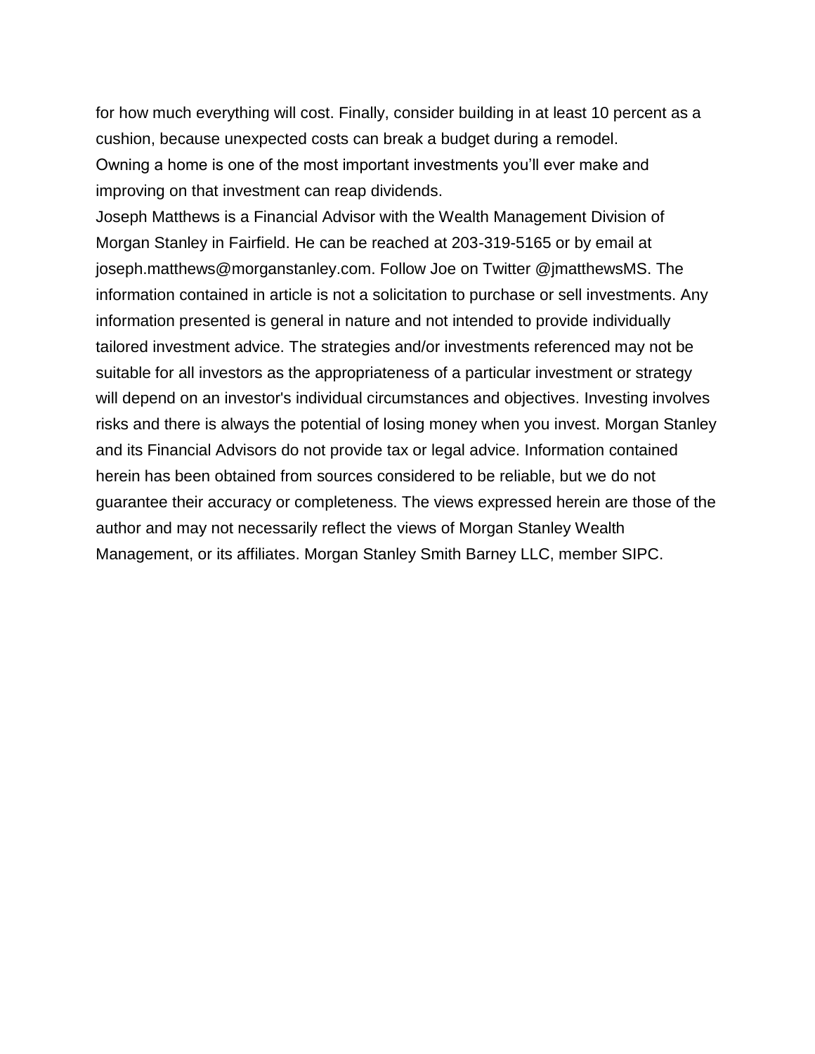for how much everything will cost. Finally, consider building in at least 10 percent as a cushion, because unexpected costs can break a budget during a remodel.

Owning a home is one of the most important investments you'll ever make and improving on that investment can reap dividends.

Joseph Matthews is a Financial Advisor with the Wealth Management Division of Morgan Stanley in Fairfield. He can be reached at 203-319-5165 or by email at joseph.matthews@morganstanley.com. Follow Joe on Twitter @jmatthewsMS. The information contained in article is not a solicitation to purchase or sell investments. Any information presented is general in nature and not intended to provide individually tailored investment advice. The strategies and/or investments referenced may not be suitable for all investors as the appropriateness of a particular investment or strategy will depend on an investor's individual circumstances and objectives. Investing involves risks and there is always the potential of losing money when you invest. Morgan Stanley and its Financial Advisors do not provide tax or legal advice. Information contained herein has been obtained from sources considered to be reliable, but we do not guarantee their accuracy or completeness. The views expressed herein are those of the author and may not necessarily reflect the views of Morgan Stanley Wealth Management, or its affiliates. Morgan Stanley Smith Barney LLC, member SIPC.